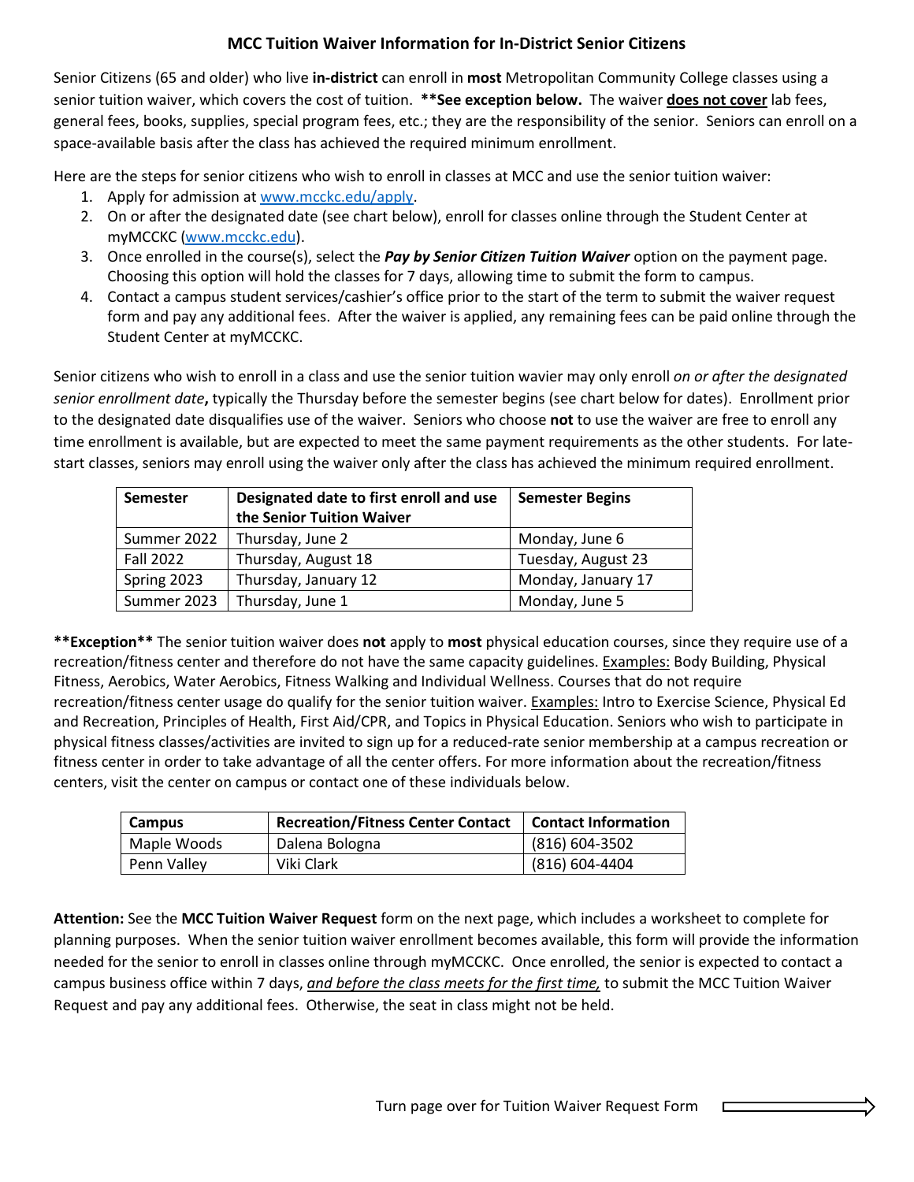# MCC Tuition Waiver Information for In-District Senior Citizens

Senior Citizens (65 and older) who live **in-district** can enroll in **most** Metropolitan Community College classes using a senior tuition waiver, which covers the cost of tuition. **\*\*See exception below.** The waiver **does not cover** lab fees, general fees, books, supplies, special program fees, etc.; they are the responsibility of the senior. Seniors can enroll on a space-available basis after the class has achieved the required minimum enrollment.

Here are the steps for senior citizens who wish to enroll in classes at MCC and use the senior tuition waiver:

1. Apply for admission at [www.mcckc.edu/apply](www.mcckc.edu/apply).
2. On or after the designated date (see chart below), enroll for classes online through the Student Center at myMCCKC ([www.mcckc.edu](www.mcckc.edu)).
3. Once enrolled in the course(s), select the ***Pay by Senior Citizen Tuition Waiver*** option on the payment page. Choosing this option will hold the classes for 7 days, allowing time to submit the form to campus.
4. Contact a campus student services/cashier's office prior to the start of the term to submit the waiver request form and pay any additional fees. After the waiver is applied, any remaining fees can be paid online through the Student Center at myMCCKC.

Senior citizens who wish to enroll in a class and use the senior tuition wavier may only enroll *on or after the designated senior enrollment date***,** typically the Thursday before the semester begins (see chart below for dates). Enrollment prior to the designated date disqualifies use of the waiver. Seniors who choose **not** to use the waiver are free to enroll any time enrollment is available, but are expected to meet the same payment requirements as the other students. For late-start classes, seniors may enroll using the waiver only after the class has achieved the minimum required enrollment.

| Semester | Designated date to first enroll and use the Senior Tuition Waiver | Semester Begins |
|---|---|---|
| Summer 2022 | Thursday, June 2 | Monday, June 6 |
| Fall 2022 | Thursday, August 18 | Tuesday, August 23 |
| Spring 2023 | Thursday, January 12 | Monday, January 17 |
| Summer 2023 | Thursday, June 1 | Monday, June 5 |

**\*\*Exception\*\*** The senior tuition waiver does **not** apply to **most** physical education courses, since they require use of a recreation/fitness center and therefore do not have the same capacity guidelines. Examples: Body Building, Physical Fitness, Aerobics, Water Aerobics, Fitness Walking and Individual Wellness. Courses that do not require recreation/fitness center usage do qualify for the senior tuition waiver. Examples: Intro to Exercise Science, Physical Ed and Recreation, Principles of Health, First Aid/CPR, and Topics in Physical Education. Seniors who wish to participate in physical fitness classes/activities are invited to sign up for a reduced-rate senior membership at a campus recreation or fitness center in order to take advantage of all the center offers. For more information about the recreation/fitness centers, visit the center on campus or contact one of these individuals below.

| Campus | Recreation/Fitness Center Contact | Contact Information |
|---|---|---|
| Maple Woods | Dalena Bologna | (816) 604-3502 |
| Penn Valley | Viki Clark | (816) 604-4404 |

**Attention:** See the **MCC Tuition Waiver Request** form on the next page, which includes a worksheet to complete for planning purposes. When the senior tuition waiver enrollment becomes available, this form will provide the information needed for the senior to enroll in classes online through myMCCKC. Once enrolled, the senior is expected to contact a campus business office within 7 days, *and before the class meets for the first time,* to submit the MCC Tuition Waiver Request and pay any additional fees. Otherwise, the seat in class might not be held.

Turn page over for Tuition Waiver Request Form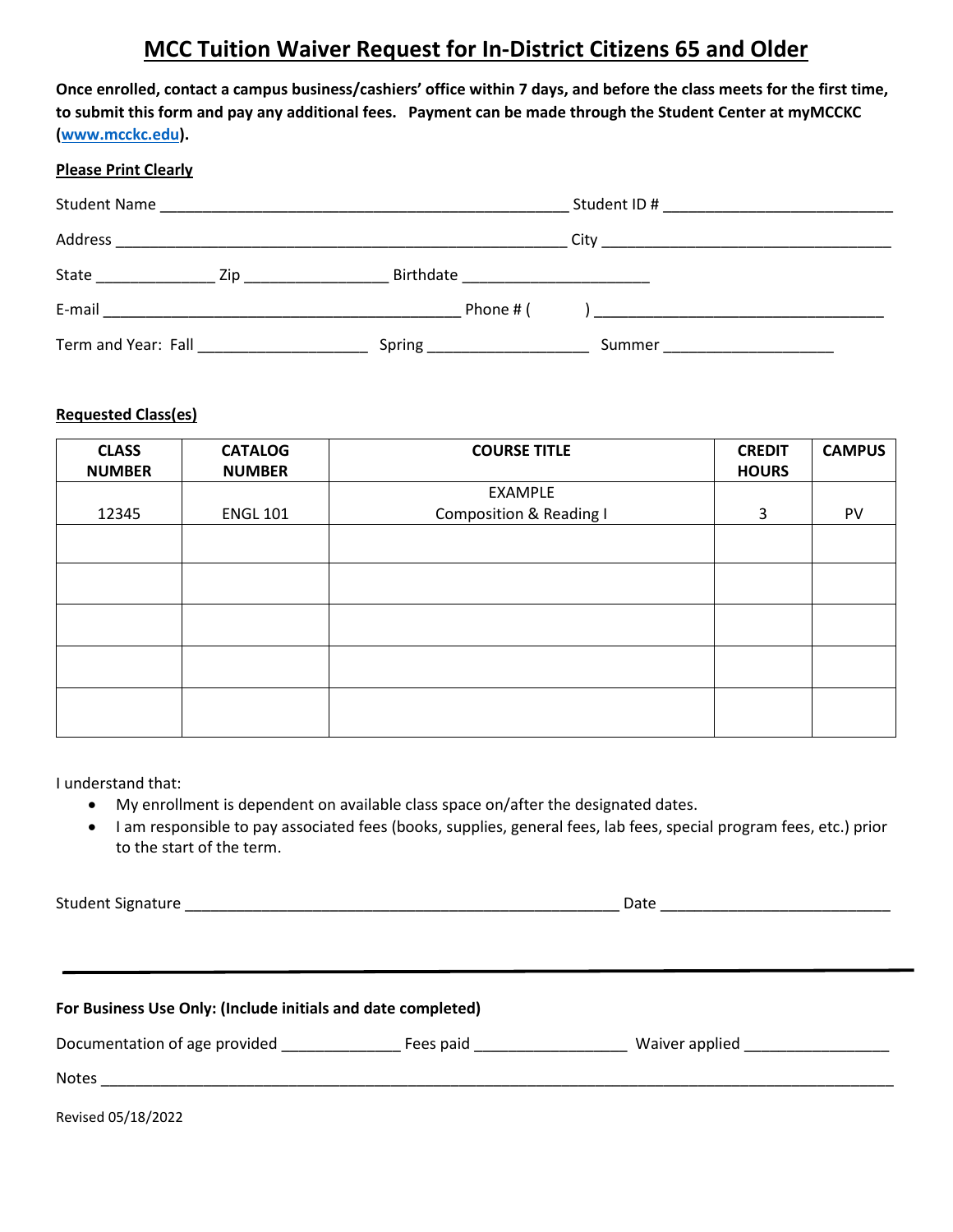# MCC Tuition Waiver Request for In-District Citizens 65 and Older

**Once enrolled, contact a campus business/cashiers' office within 7 days, and before the class meets for the first time, to submit this form and pay any additional fees. Payment can be made through the Student Center at myMCCKC (www.mcckc.edu).**

**Please Print Clearly**

Student Name ________________________________________________ Student ID # ___________________________

Address _____________________________________________________ City __________________________________

State ______________ Zip ________________ Birthdate _____________________

E-mail __________________________________________ Phone # (      ) __________________________________

Term and Year: Fall ___________________ Spring __________________ Summer ___________________

**Requested Class(es)**

| CLASS NUMBER | CATALOG NUMBER | COURSE TITLE | CREDIT HOURS | CAMPUS |
|---|---|---|---|---|
| 12345 | ENGL 101 | EXAMPLE Composition & Reading I | 3 | PV |
| | | | | |
| | | | | |
| | | | | |
| | | | | |
| | | | | |

I understand that:

- My enrollment is dependent on available class space on/after the designated dates.
- I am responsible to pay associated fees (books, supplies, general fees, lab fees, special program fees, etc.) prior to the start of the term.

Student Signature ___________________________________________________ Date ___________________________

---

**For Business Use Only: (Include initials and date completed)**

Documentation of age provided _____________ Fees paid _________________ Waiver applied ________________

Notes ____________________________________________________________________________________________

Revised 05/18/2022